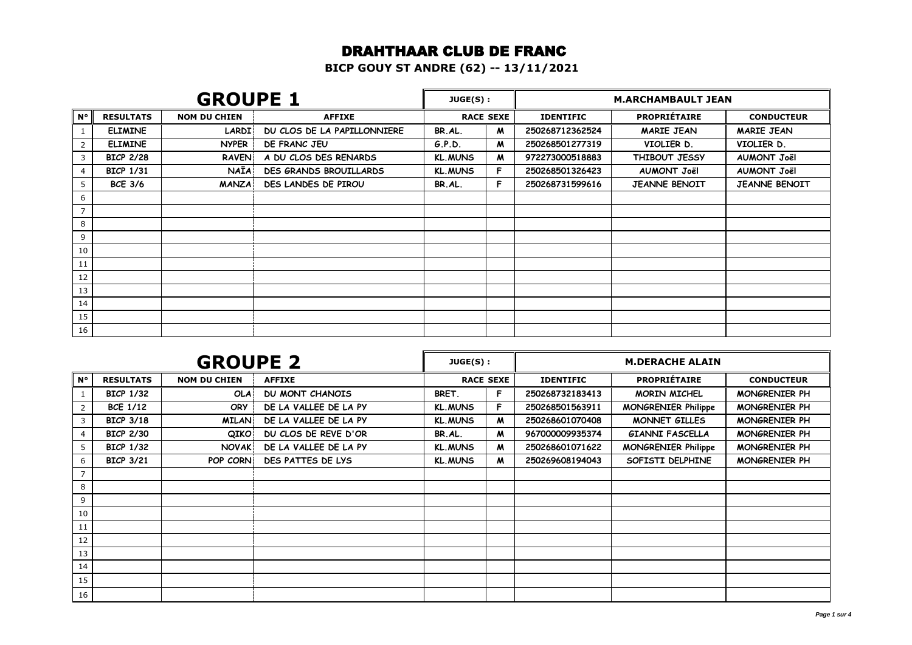# DRAHTHAAR CLUB DE FRANC

**BICP GOUY ST ANDRE (62) -- 13/11/2021**

## GROUPE 1

| JUGE(S) : | M.ARCHAMBAULT JEAN | | | | | | | | |
|---|---|---|---|---|---|---|---|---|---|
| **N°** | **RESULTATS** | **NOM DU CHIEN** | **AFFIXE** | **RACE** | **SEXE** | **IDENTIFIC** | **PROPRIÉTAIRE** | **CONDUCTEUR** |
| 1 | ELIMINE | LARDI | DU CLOS DE LA PAPILLONNIERE | BR.AL. | M | 250268712362524 | MARIE JEAN | MARIE JEAN |
| 2 | ELIMINE | NYPER | DE FRANC JEU | G.P.D. | M | 250268501277319 | VIOLIER D. | VIOLIER D. |
| 3 | BICP 2/28 | RAVEN | A DU CLOS DES RENARDS | KL.MUNS | M | 972273000518883 | THIBOUT JESSY | AUMONT Joël |
| 4 | BICP 1/31 | NAÏA | DES GRANDS BROUILLARDS | KL.MUNS | F | 250268501326423 | AUMONT Joël | AUMONT Joël |
| 5 | BCE 3/6 | MANZA | DES LANDES DE PIROU | BR.AL. | F | 250268731599616 | JEANNE BENOIT | JEANNE BENOIT |
| 6 | | | | | | | | |
| 7 | | | | | | | | |
| 8 | | | | | | | | |
| 9 | | | | | | | | |
| 10 | | | | | | | | |
| 11 | | | | | | | | |
| 12 | | | | | | | | |
| 13 | | | | | | | | |
| 14 | | | | | | | | |
| 15 | | | | | | | | |
| 16 | | | | | | | | |

## GROUPE 2

| JUGE(S) : | M.DERACHE ALAIN | | | | | | | |
|---|---|---|---|---|---|---|---|---|
| **N°** | **RESULTATS** | **NOM DU CHIEN** | **AFFIXE** | **RACE** | **SEXE** | **IDENTIFIC** | **PROPRIÉTAIRE** | **CONDUCTEUR** |
| 1 | BICP 1/32 | OLA | DU MONT CHANOIS | BRET. | F | 250268732183413 | MORIN MICHEL | MONGRENIER PH |
| 2 | BCE 1/12 | ORY | DE LA VALLEE DE LA PY | KL.MUNS | F | 250268501563911 | MONGRENIER Philippe | MONGRENIER PH |
| 3 | BICP 3/18 | MILAN | DE LA VALLEE DE LA PY | KL.MUNS | M | 250268601070408 | MONNET GILLES | MONGRENIER PH |
| 4 | BICP 2/30 | QIKO | DU CLOS DE REVE D'OR | BR.AL. | M | 967000009935374 | GIANNI FASCELLA | MONGRENIER PH |
| 5 | BICP 1/32 | NOVAK | DE LA VALLEE DE LA PY | KL.MUNS | M | 250268601071622 | MONGRENIER Philippe | MONGRENIER PH |
| 6 | BICP 3/21 | POP CORN | DES PATTES DE LYS | KL.MUNS | M | 250269608194043 | SOFISTI DELPHINE | MONGRENIER PH |
| 7 | | | | | | | | |
| 8 | | | | | | | | |
| 9 | | | | | | | | |
| 10 | | | | | | | | |
| 11 | | | | | | | | |
| 12 | | | | | | | | |
| 13 | | | | | | | | |
| 14 | | | | | | | | |
| 15 | | | | | | | | |
| 16 | | | | | | | | |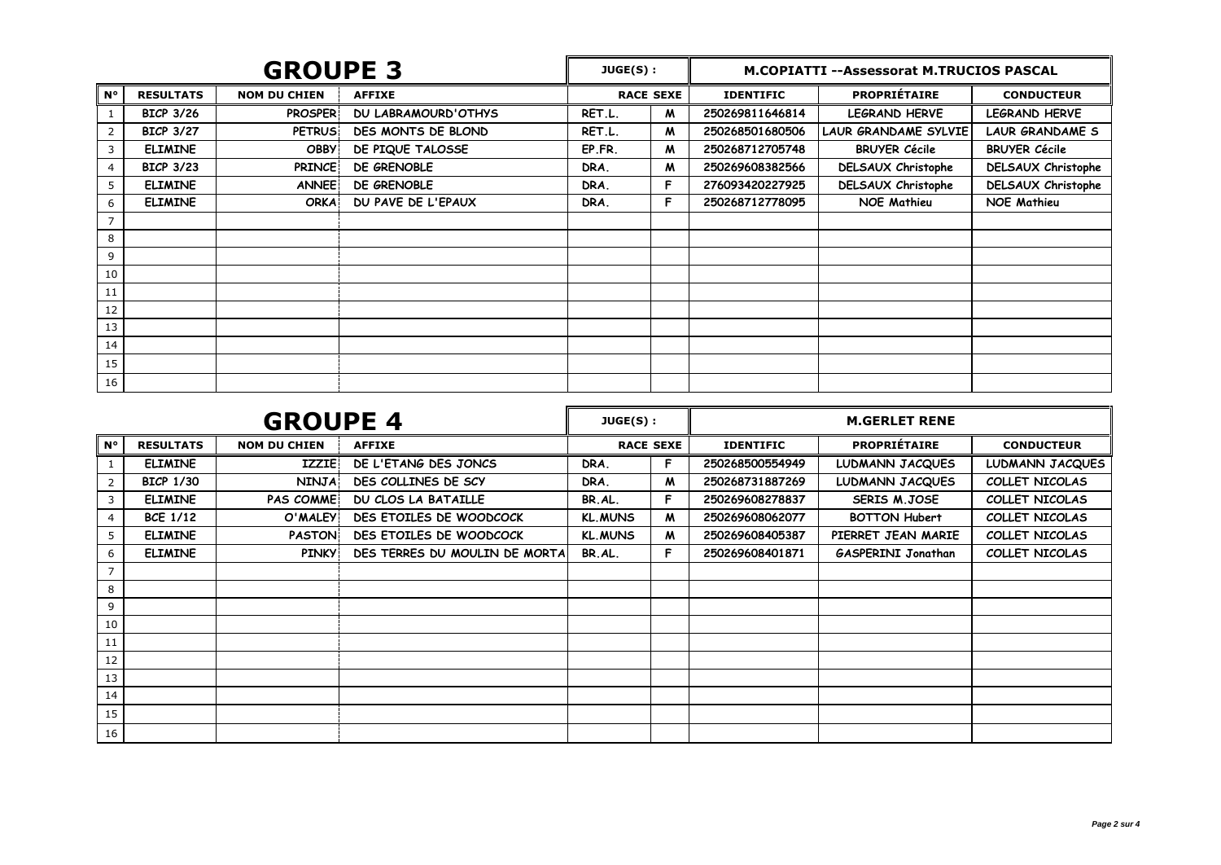## GROUPE 3

JUGE(S) : M.COPIATTI --Assessorat M.TRUCIOS PASCAL

| N° | RESULTATS | NOM DU CHIEN | AFFIXE | RACE | SEXE | IDENTIFIC | PROPRIÉTAIRE | CONDUCTEUR |
|---|---|---|---|---|---|---|---|---|
| 1 | BICP 3/26 | PROSPER | DU LABRAMOURD'OTHYS | RET.L. | M | 250269811646814 | LEGRAND HERVE | LEGRAND HERVE |
| 2 | BICP 3/27 | PETRUS | DES MONTS DE BLOND | RET.L. | M | 250268501680506 | LAUR GRANDAME SYLVIE | LAUR GRANDAME S |
| 3 | ELIMINE | OBBY | DE PIQUE TALOSSE | EP.FR. | M | 250268712705748 | BRUYER Cécile | BRUYER Cécile |
| 4 | BICP 3/23 | PRINCE | DE GRENOBLE | DRA. | M | 250269608382566 | DELSAUX Christophe | DELSAUX Christophe |
| 5 | ELIMINE | ANNEE | DE GRENOBLE | DRA. | F | 276093420227925 | DELSAUX Christophe | DELSAUX Christophe |
| 6 | ELIMINE | ORKA | DU PAVE DE L'EPAUX | DRA. | F | 250268712778095 | NOE Mathieu | NOE Mathieu |
| 7 | | | | | | | | |
| 8 | | | | | | | | |
| 9 | | | | | | | | |
| 10 | | | | | | | | |
| 11 | | | | | | | | |
| 12 | | | | | | | | |
| 13 | | | | | | | | |
| 14 | | | | | | | | |
| 15 | | | | | | | | |
| 16 | | | | | | | | |

## GROUPE 4

JUGE(S) : M.GERLET RENE

| N° | RESULTATS | NOM DU CHIEN | AFFIXE | RACE | SEXE | IDENTIFIC | PROPRIÉTAIRE | CONDUCTEUR |
|---|---|---|---|---|---|---|---|---|
| 1 | ELIMINE | IZZIE | DE L'ETANG DES JONCS | DRA. | F | 250268500554949 | LUDMANN JACQUES | LUDMANN JACQUES |
| 2 | BICP 1/30 | NINJA | DES COLLINES DE SCY | DRA. | M | 250268731887269 | LUDMANN JACQUES | COLLET NICOLAS |
| 3 | ELIMINE | PAS COMME | DU CLOS LA BATAILLE | BR.AL. | F | 250269608278837 | SERIS M.JOSE | COLLET NICOLAS |
| 4 | BCE 1/12 | O'MALEY | DES ETOILES DE WOODCOCK | KL.MUNS | M | 250269608062077 | BOTTON Hubert | COLLET NICOLAS |
| 5 | ELIMINE | PASTON | DES ETOILES DE WOODCOCK | KL.MUNS | M | 250269608405387 | PIERRET JEAN MARIE | COLLET NICOLAS |
| 6 | ELIMINE | PINKY | DES TERRES DU MOULIN DE MORTA | BR.AL. | F | 250269608401871 | GASPERINI Jonathan | COLLET NICOLAS |
| 7 | | | | | | | | |
| 8 | | | | | | | | |
| 9 | | | | | | | | |
| 10 | | | | | | | | |
| 11 | | | | | | | | |
| 12 | | | | | | | | |
| 13 | | | | | | | | |
| 14 | | | | | | | | |
| 15 | | | | | | | | |
| 16 | | | | | | | | |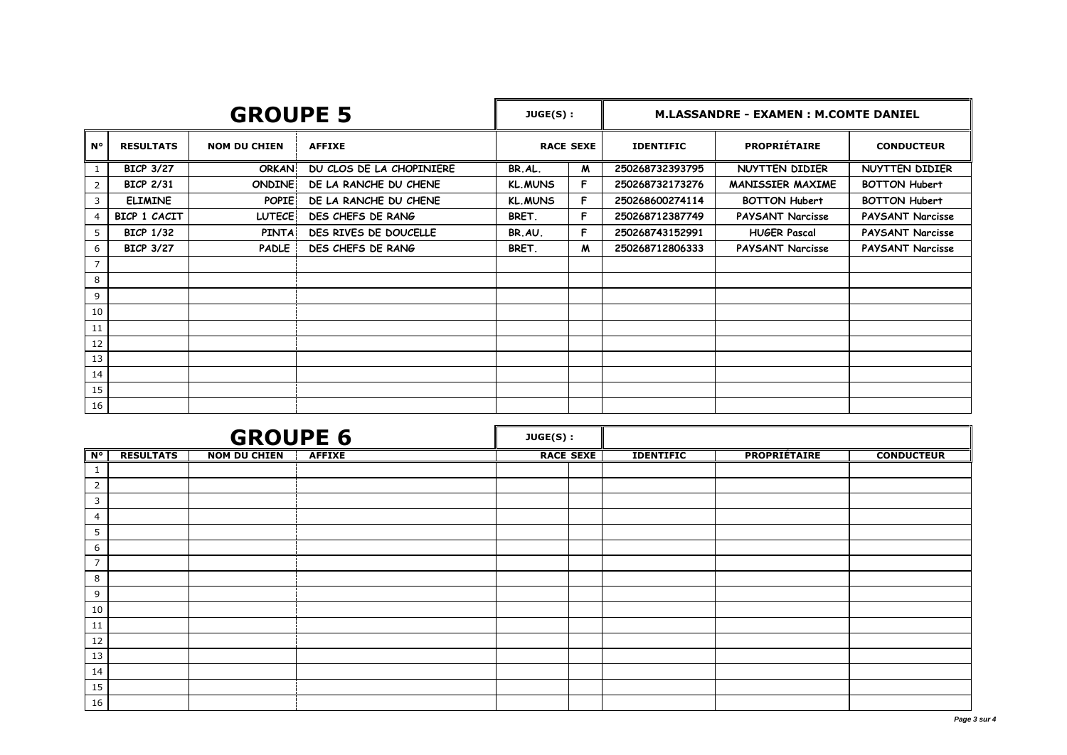## GROUPE 5

| JUGE(S) : | M.LASSANDRE - EXAMEN : M.COMTE DANIEL |
|---|---|

| N° | RESULTATS | NOM DU CHIEN | AFFIXE | RACE | SEXE | IDENTIFIC | PROPRIÉTAIRE | CONDUCTEUR |
|---|---|---|---|---|---|---|---|---|
| 1 | BICP 3/27 | ORKAN | DU CLOS DE LA CHOPINIERE | BR.AL. | M | 250268732393795 | NUYTTEN DIDIER | NUYTTEN DIDIER |
| 2 | BICP 2/31 | ONDINE | DE LA RANCHE DU CHENE | KL.MUNS | F | 250268732173276 | MANISSIER MAXIME | BOTTON Hubert |
| 3 | ELIMINE | POPIE | DE LA RANCHE DU CHENE | KL.MUNS | F | 250268600274114 | BOTTON Hubert | BOTTON Hubert |
| 4 | BICP 1 CACIT | LUTECE | DES CHEFS DE RANG | BRET. | F | 250268712387749 | PAYSANT Narcisse | PAYSANT Narcisse |
| 5 | BICP 1/32 | PINTA | DES RIVES DE DOUCELLE | BR.AU. | F | 250268743152991 | HUGER Pascal | PAYSANT Narcisse |
| 6 | BICP 3/27 | PADLE | DES CHEFS DE RANG | BRET. | M | 250268712806333 | PAYSANT Narcisse | PAYSANT Narcisse |
| 7 | | | | | | | | |
| 8 | | | | | | | | |
| 9 | | | | | | | | |
| 10 | | | | | | | | |
| 11 | | | | | | | | |
| 12 | | | | | | | | |
| 13 | | | | | | | | |
| 14 | | | | | | | | |
| 15 | | | | | | | | |
| 16 | | | | | | | | |

## GROUPE 6

| JUGE(S) : | |
|---|---|

| N° | RESULTATS | NOM DU CHIEN | AFFIXE | RACE | SEXE | IDENTIFIC | PROPRIÉTAIRE | CONDUCTEUR |
|---|---|---|---|---|---|---|---|---|
| 1 | | | | | | | | |
| 2 | | | | | | | | |
| 3 | | | | | | | | |
| 4 | | | | | | | | |
| 5 | | | | | | | | |
| 6 | | | | | | | | |
| 7 | | | | | | | | |
| 8 | | | | | | | | |
| 9 | | | | | | | | |
| 10 | | | | | | | | |
| 11 | | | | | | | | |
| 12 | | | | | | | | |
| 13 | | | | | | | | |
| 14 | | | | | | | | |
| 15 | | | | | | | | |
| 16 | | | | | | | | |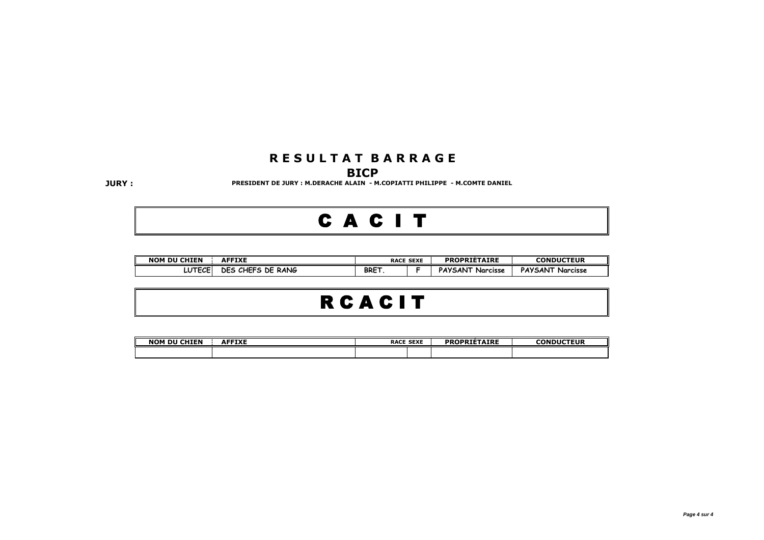# R E S U L T A T B A R R A G E

## BICP

**JURY :** **PRESIDENT DE JURY : M.DERACHE ALAIN - M.COPIATTI PHILIPPE - M.COMTE DANIEL**

# C A C I T

| NOM DU CHIEN | AFFIXE | RACE | SEXE | PROPRIÉTAIRE | CONDUCTEUR |
|---|---|---|---|---|---|
| LUTECE | DES CHEFS DE RANG | BRET. | F | PAYSANT Narcisse | PAYSANT Narcisse |

# R C A C I T

| NOM DU CHIEN | AFFIXE | RACE | SEXE | PROPRIÉTAIRE | CONDUCTEUR |
|---|---|---|---|---|---|
| | | | | | |